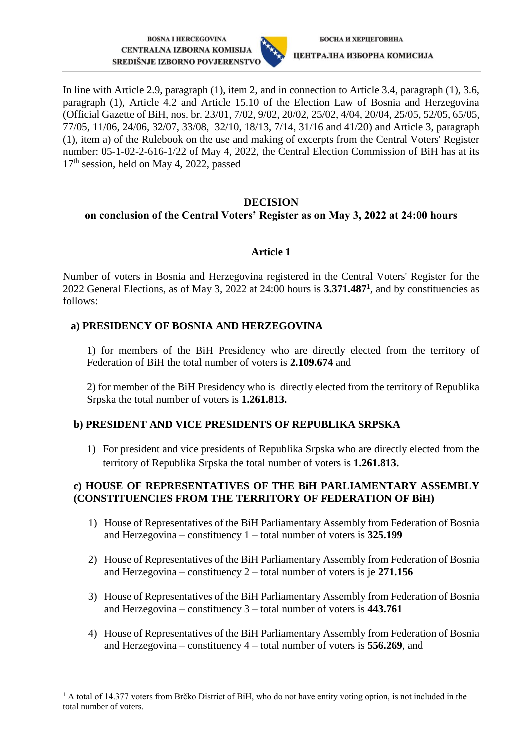BOSNA I HERCEGOVINA
CENTRALNA IZBORNA KOMISIJA
SREDIŠNJE IZBORNO POVJERENSTVO

БОСНА И ХЕРЦЕГОВИНА
ЦЕНТРАЛНА ИЗБОРНА КОМИСИЈА

In line with Article 2.9, paragraph (1), item 2, and in connection to Article 3.4, paragraph (1), 3.6, paragraph (1), Article 4.2 and Article 15.10 of the Election Law of Bosnia and Herzegovina (Official Gazette of BiH, nos. br. 23/01, 7/02, 9/02, 20/02, 25/02, 4/04, 20/04, 25/05, 52/05, 65/05, 77/05, 11/06, 24/06, 32/07, 33/08, 32/10, 18/13, 7/14, 31/16 and 41/20) and Article 3, paragraph (1), item a) of the Rulebook on the use and making of excerpts from the Central Voters' Register number: 05-1-02-2-616-1/22 of May 4, 2022, the Central Election Commission of BiH has at its 17th session, held on May 4, 2022, passed

## DECISION
### on conclusion of the Central Voters' Register as on May 3, 2022 at 24:00 hours

### Article 1

Number of voters in Bosnia and Herzegovina registered in the Central Voters' Register for the 2022 General Elections, as of May 3, 2022 at 24:00 hours is **3.371.487**[1], and by constituencies as follows:

**a) PRESIDENCY OF BOSNIA AND HERZEGOVINA**

1) for members of the BiH Presidency who are directly elected from the territory of Federation of BiH the total number of voters is **2.109.674** and

2) for member of the BiH Presidency who is directly elected from the territory of Republika Srpska the total number of voters is **1.261.813.**

**b) PRESIDENT AND VICE PRESIDENTS OF REPUBLIKA SRPSKA**

1) For president and vice presidents of Republika Srpska who are directly elected from the territory of Republika Srpska the total number of voters is **1.261.813.**

**c) HOUSE OF REPRESENTATIVES OF THE BiH PARLIAMENTARY ASSEMBLY (CONSTITUENCIES FROM THE TERRITORY OF FEDERATION OF BiH)**

1) House of Representatives of the BiH Parliamentary Assembly from Federation of Bosnia and Herzegovina – constituency 1 – total number of voters is **325.199**

2) House of Representatives of the BiH Parliamentary Assembly from Federation of Bosnia and Herzegovina – constituency 2 – total number of voters is je **271.156**

3) House of Representatives of the BiH Parliamentary Assembly from Federation of Bosnia and Herzegovina – constituency 3 – total number of voters is **443.761**

4) House of Representatives of the BiH Parliamentary Assembly from Federation of Bosnia and Herzegovina – constituency 4 – total number of voters is **556.269**, and

[1] A total of 14.377 voters from Brčko District of BiH, who do not have entity voting option, is not included in the total number of voters.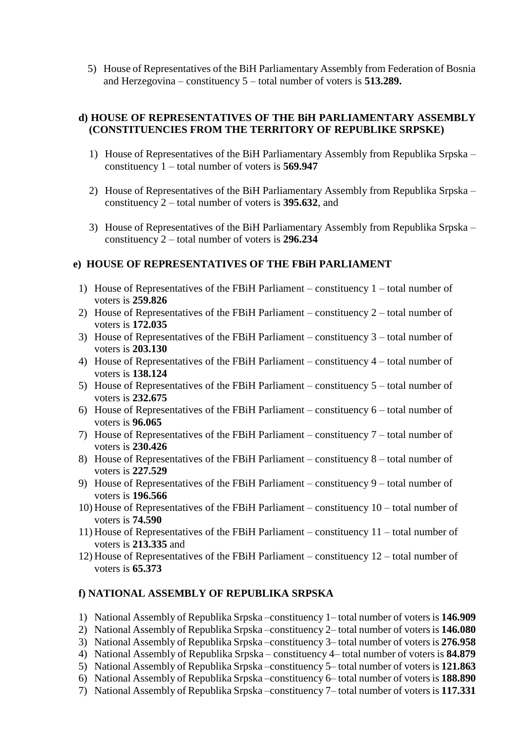5) House of Representatives of the BiH Parliamentary Assembly from Federation of Bosnia and Herzegovina – constituency 5 – total number of voters is **513.289.**

**d) HOUSE OF REPRESENTATIVES OF THE BiH PARLIAMENTARY ASSEMBLY (CONSTITUENCIES FROM THE TERRITORY OF REPUBLIKE SRPSKE)**

1) House of Representatives of the BiH Parliamentary Assembly from Republika Srpska – constituency 1 – total number of voters is **569.947**

2) House of Representatives of the BiH Parliamentary Assembly from Republika Srpska – constituency 2 – total number of voters is **395.632**, and

3) House of Representatives of the BiH Parliamentary Assembly from Republika Srpska – constituency 2 – total number of voters is **296.234**

**e) HOUSE OF REPRESENTATIVES OF THE FBiH PARLIAMENT**

1) House of Representatives of the FBiH Parliament – constituency 1 – total number of voters is **259.826**
2) House of Representatives of the FBiH Parliament – constituency 2 – total number of voters is **172.035**
3) House of Representatives of the FBiH Parliament – constituency 3 – total number of voters is **203.130**
4) House of Representatives of the FBiH Parliament – constituency 4 – total number of voters is **138.124**
5) House of Representatives of the FBiH Parliament – constituency 5 – total number of voters is **232.675**
6) House of Representatives of the FBiH Parliament – constituency 6 – total number of voters is **96.065**
7) House of Representatives of the FBiH Parliament – constituency 7 – total number of voters is **230.426**
8) House of Representatives of the FBiH Parliament – constituency 8 – total number of voters is **227.529**
9) House of Representatives of the FBiH Parliament – constituency 9 – total number of voters is **196.566**
10) House of Representatives of the FBiH Parliament – constituency 10 – total number of voters is **74.590**
11) House of Representatives of the FBiH Parliament – constituency 11 – total number of voters is **213.335** and
12) House of Representatives of the FBiH Parliament – constituency 12 – total number of voters is **65.373**

**f) NATIONAL ASSEMBLY OF REPUBLIKA SRPSKA**

1) National Assembly of Republika Srpska –constituency 1– total number of voters is **146.909**
2) National Assembly of Republika Srpska –constituency 2– total number of voters is **146.080**
3) National Assembly of Republika Srpska –constituency 3– total number of voters is **276.958**
4) National Assembly of Republika Srpska – constituency 4– total number of voters is **84.879**
5) National Assembly of Republika Srpska –constituency 5– total number of voters is **121.863**
6) National Assembly of Republika Srpska –constituency 6– total number of voters is **188.890**
7) National Assembly of Republika Srpska –constituency 7– total number of voters is **117.331**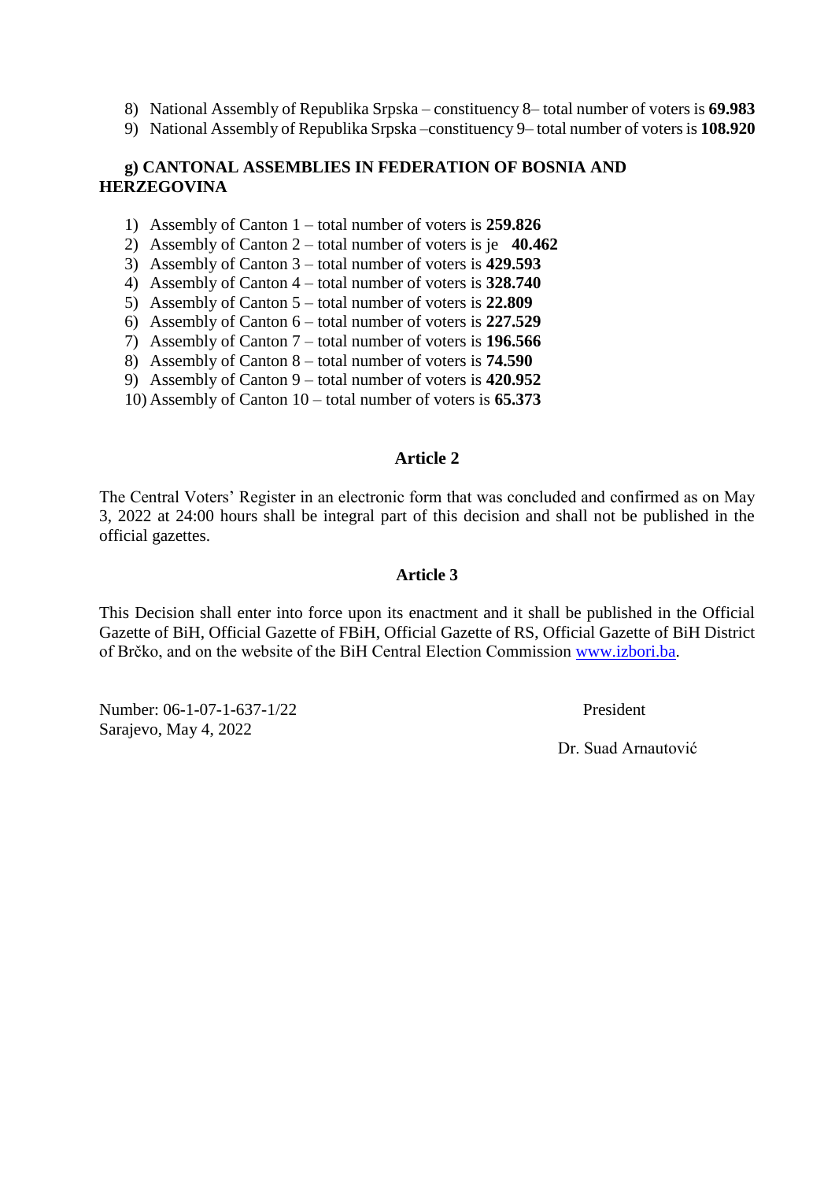8) National Assembly of Republika Srpska – constituency 8– total number of voters is **69.983**
9) National Assembly of Republika Srpska –constituency 9– total number of voters is **108.920**

**g) CANTONAL ASSEMBLIES IN FEDERATION OF BOSNIA AND HERZEGOVINA**

1) Assembly of Canton 1 – total number of voters is **259.826**
2) Assembly of Canton 2 – total number of voters is je **40.462**
3) Assembly of Canton 3 – total number of voters is **429.593**
4) Assembly of Canton 4 – total number of voters is **328.740**
5) Assembly of Canton 5 – total number of voters is **22.809**
6) Assembly of Canton 6 – total number of voters is **227.529**
7) Assembly of Canton 7 – total number of voters is **196.566**
8) Assembly of Canton 8 – total number of voters is **74.590**
9) Assembly of Canton 9 – total number of voters is **420.952**
10) Assembly of Canton 10 – total number of voters is **65.373**

**Article 2**

The Central Voters' Register in an electronic form that was concluded and confirmed as on May 3, 2022 at 24:00 hours shall be integral part of this decision and shall not be published in the official gazettes.

**Article 3**

This Decision shall enter into force upon its enactment and it shall be published in the Official Gazette of BiH, Official Gazette of FBiH, Official Gazette of RS, Official Gazette of BiH District of Brčko, and on the website of the BiH Central Election Commission www.izbori.ba.

Number: 06-1-07-1-637-1/22
Sarajevo, May 4, 2022

President

Dr. Suad Arnautović